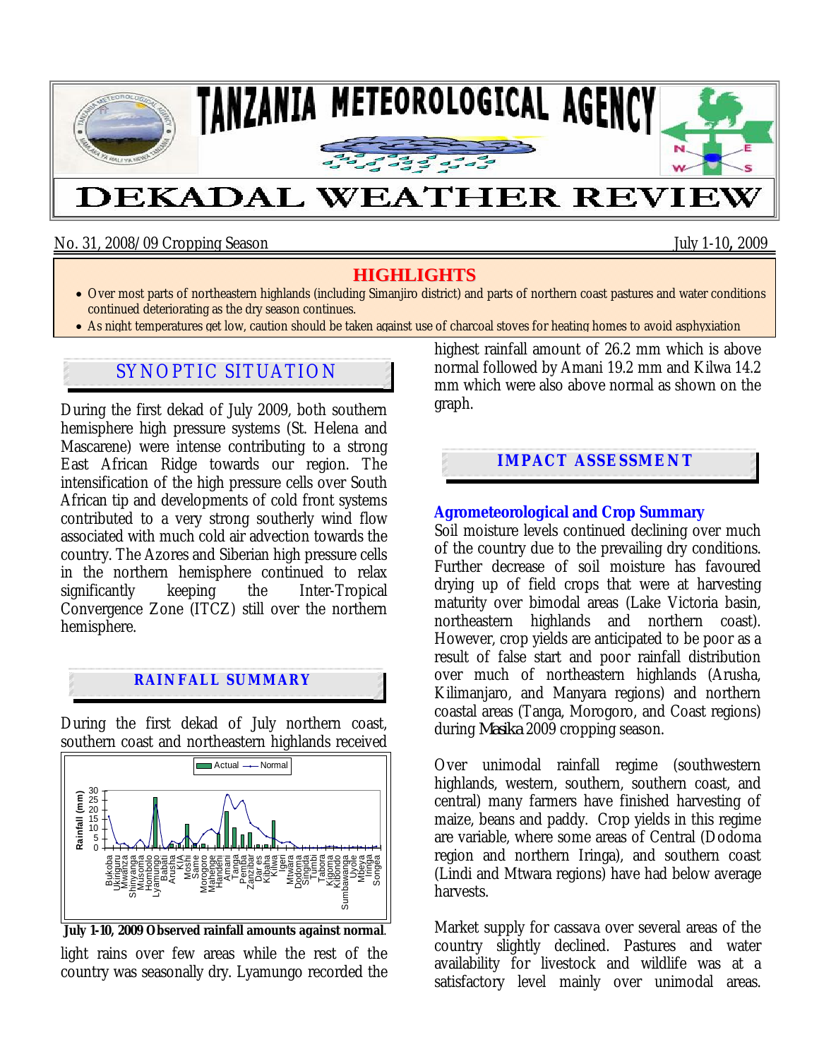# TANZANIA METEOROLOGICAL AGENCY

# DEKADAL WEATHER REVIEW

No. 31, 2008/09 Cropping Season — July 1-10, 2009

## HIGHLIGHTS

- Over most parts of northeastern highlands (including Simanjiro district) and parts of northern coast pastures and water conditions continued deteriorating as the dry season continues.
- As night temperatures get low, caution should be taken against use of charcoal stoves for heating homes to avoid asphyxiation

## SYNOPTIC SITUATION

During the first dekad of July 2009, both southern hemisphere high pressure systems (St. Helena and Mascarene) were intense contributing to a strong East African Ridge towards our region. The intensification of the high pressure cells over South African tip and developments of cold front systems contributed to a very strong southerly wind flow associated with much cold air advection towards the country. The Azores and Siberian high pressure cells in the northern hemisphere continued to relax significantly keeping the Inter-Tropical Convergence Zone (ITCZ) still over the northern hemisphere.

## RAINFALL SUMMARY

During the first dekad of July northern coast, southern coast and northeastern highlands received light rains over few areas while the rest of the country was seasonally dry. Lyamungo recorded the highest rainfall amount of 26.2 mm which is above normal followed by Amani 19.2 mm and Kilwa 14.2 mm which were also above normal as shown on the graph.

**July 1-10, 2009 Observed rainfall amounts against normal.**

## IMPACT ASSESSMENT

### Agrometeorological and Crop Summary

Soil moisture levels continued declining over much of the country due to the prevailing dry conditions. Further decrease of soil moisture has favoured drying up of field crops that were at harvesting maturity over bimodal areas (Lake Victoria basin, northeastern highlands and northern coast). However, crop yields are anticipated to be poor as a result of false start and poor rainfall distribution over much of northeastern highlands (Arusha, Kilimanjaro, and Manyara regions) and northern coastal areas (Tanga, Morogoro, and Coast regions) during *Masika* 2009 cropping season.

Over unimodal rainfall regime (southwestern highlands, western, southern, southern coast, and central) many farmers have finished harvesting of maize, beans and paddy. Crop yields in this regime are variable, where some areas of Central (Dodoma region and northern Iringa), and southern coast (Lindi and Mtwara regions) have had below average harvests.

Market supply for cassava over several areas of the country slightly declined. Pastures and water availability for livestock and wildlife was at a satisfactory level mainly over unimodal areas.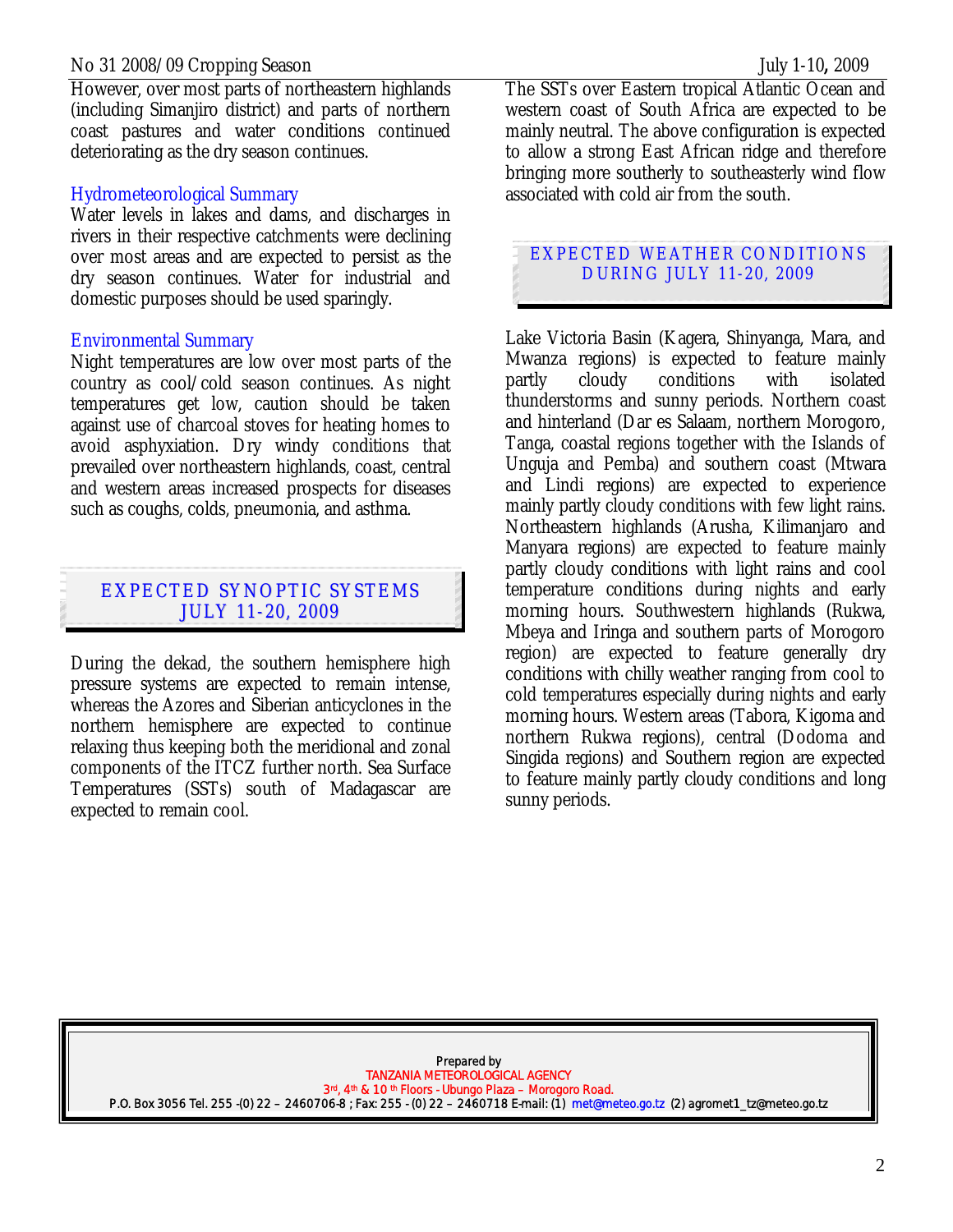However, over most parts of northeastern highlands (including Simanjiro district) and parts of northern coast pastures and water conditions continued deteriorating as the dry season continues.

### Hydrometeorological Summary

Water levels in lakes and dams, and discharges in rivers in their respective catchments were declining over most areas and are expected to persist as the dry season continues. Water for industrial and domestic purposes should be used sparingly.

### Environmental Summary

Night temperatures are low over most parts of the country as cool/cold season continues. As night temperatures get low, caution should be taken against use of charcoal stoves for heating homes to avoid asphyxiation. Dry windy conditions that prevailed over northeastern highlands, coast, central and western areas increased prospects for diseases such as coughs, colds, pneumonia, and asthma.

## EXPECTED SYNOPTIC SYSTEMS JULY 11-20, 2009

During the dekad, the southern hemisphere high pressure systems are expected to remain intense, whereas the Azores and Siberian anticyclones in the northern hemisphere are expected to continue relaxing thus keeping both the meridional and zonal components of the ITCZ further north. Sea Surface Temperatures (SSTs) south of Madagascar are expected to remain cool. The SSTs over Eastern tropical Atlantic Ocean and western coast of South Africa are expected to be mainly neutral. The above configuration is expected to allow a strong East African ridge and therefore bringing more southerly to southeasterly wind flow associated with cold air from the south.

## EXPECTED WEATHER CONDITIONS DURING JULY 11-20, 2009

Lake Victoria Basin (Kagera, Shinyanga, Mara, and Mwanza regions) is expected to feature mainly partly cloudy conditions with isolated thunderstorms and sunny periods. Northern coast and hinterland (Dar es Salaam, northern Morogoro, Tanga, coastal regions together with the Islands of Unguja and Pemba) and southern coast (Mtwara and Lindi regions) are expected to experience mainly partly cloudy conditions with few light rains. Northeastern highlands (Arusha, Kilimanjaro and Manyara regions) are expected to feature mainly partly cloudy conditions with light rains and cool temperature conditions during nights and early morning hours. Southwestern highlands (Rukwa, Mbeya and Iringa and southern parts of Morogoro region) are expected to feature generally dry conditions with chilly weather ranging from cool to cold temperatures especially during nights and early morning hours. Western areas (Tabora, Kigoma and northern Rukwa regions), central (Dodoma and Singida regions) and Southern region are expected to feature mainly partly cloudy conditions and long sunny periods.

Prepared by
TANZANIA METEOROLOGICAL AGENCY
3rd, 4th & 10th Floors - Ubungo Plaza – Morogoro Road.
P.O. Box 3056 Tel. 255 -(0) 22 – 2460706-8 ; Fax: 255 - (0) 22 – 2460718 E-mail: (1) met@meteo.go.tz (2) agromet1_tz@meteo.go.tz